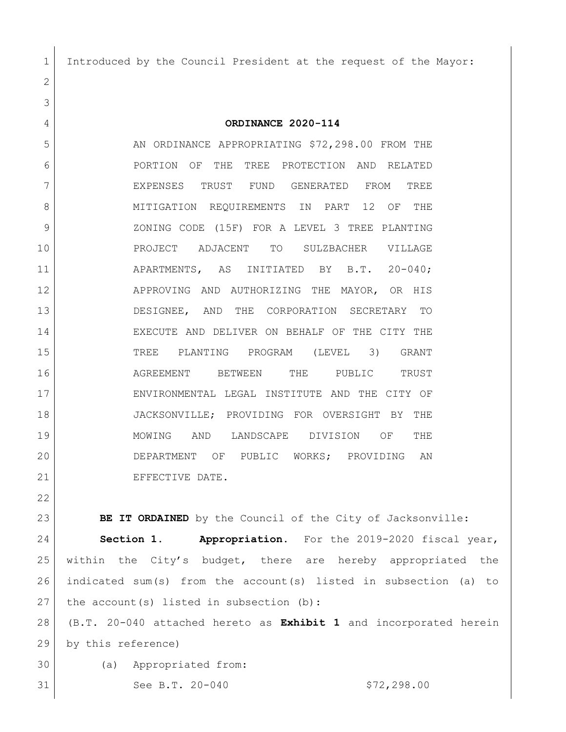Introduced by the Council President at the request of the Mayor:

# ORDINANCE 2020-114

AN ORDINANCE APPROPRIATING $72,298.00 FROM THE PORTION OF THE TREE PROTECTION AND RELATED EXPENSES TRUST FUND GENERATED FROM TREE MITIGATION REQUIREMENTS IN PART 12 OF THE ZONING CODE (15F) FOR A LEVEL 3 TREE PLANTING PROJECT ADJACENT TO SULZBACHER VILLAGE APARTMENTS, AS INITIATED BY B.T. 20-040; APPROVING AND AUTHORIZING THE MAYOR, OR HIS DESIGNEE, AND THE CORPORATION SECRETARY TO EXECUTE AND DELIVER ON BEHALF OF THE CITY THE TREE PLANTING PROGRAM (LEVEL 3) GRANT AGREEMENT BETWEEN THE PUBLIC TRUST ENVIRONMENTAL LEGAL INSTITUTE AND THE CITY OF JACKSONVILLE; PROVIDING FOR OVERSIGHT BY THE MOWING AND LANDSCAPE DIVISION OF THE DEPARTMENT OF PUBLIC WORKS; PROVIDING AN EFFECTIVE DATE.

**BE IT ORDAINED** by the Council of the City of Jacksonville:

**Section 1. Appropriation.** For the 2019-2020 fiscal year, within the City's budget, there are hereby appropriated the indicated sum(s) from the account(s) listed in subsection (a) to the account(s) listed in subsection (b):

(B.T. 20-040 attached hereto as **Exhibit 1** and incorporated herein by this reference)

(a) Appropriated from:

See B.T. 20-040 $72,298.00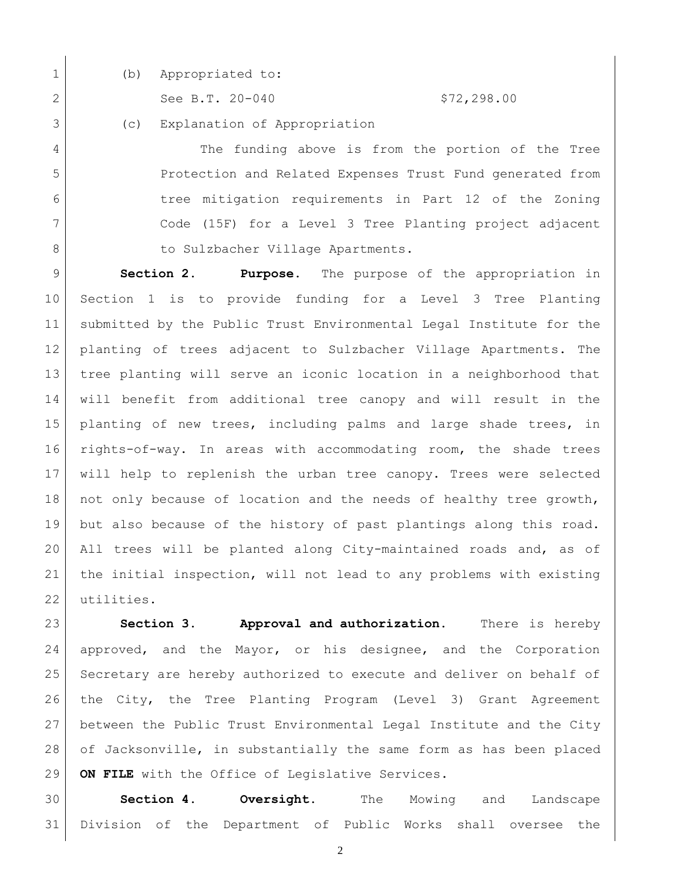(b) Appropriated to:

See B.T. 20-040 $72,298.00

(c) Explanation of Appropriation

The funding above is from the portion of the Tree Protection and Related Expenses Trust Fund generated from tree mitigation requirements in Part 12 of the Zoning Code (15F) for a Level 3 Tree Planting project adjacent to Sulzbacher Village Apartments.

**Section 2. Purpose.** The purpose of the appropriation in Section 1 is to provide funding for a Level 3 Tree Planting submitted by the Public Trust Environmental Legal Institute for the planting of trees adjacent to Sulzbacher Village Apartments. The tree planting will serve an iconic location in a neighborhood that will benefit from additional tree canopy and will result in the planting of new trees, including palms and large shade trees, in rights-of-way. In areas with accommodating room, the shade trees will help to replenish the urban tree canopy. Trees were selected not only because of location and the needs of healthy tree growth, but also because of the history of past plantings along this road. All trees will be planted along City-maintained roads and, as of the initial inspection, will not lead to any problems with existing utilities.

**Section 3. Approval and authorization.** There is hereby approved, and the Mayor, or his designee, and the Corporation Secretary are hereby authorized to execute and deliver on behalf of the City, the Tree Planting Program (Level 3) Grant Agreement between the Public Trust Environmental Legal Institute and the City of Jacksonville, in substantially the same form as has been placed **ON FILE** with the Office of Legislative Services.

**Section 4. Oversight.** The Mowing and Landscape Division of the Department of Public Works shall oversee the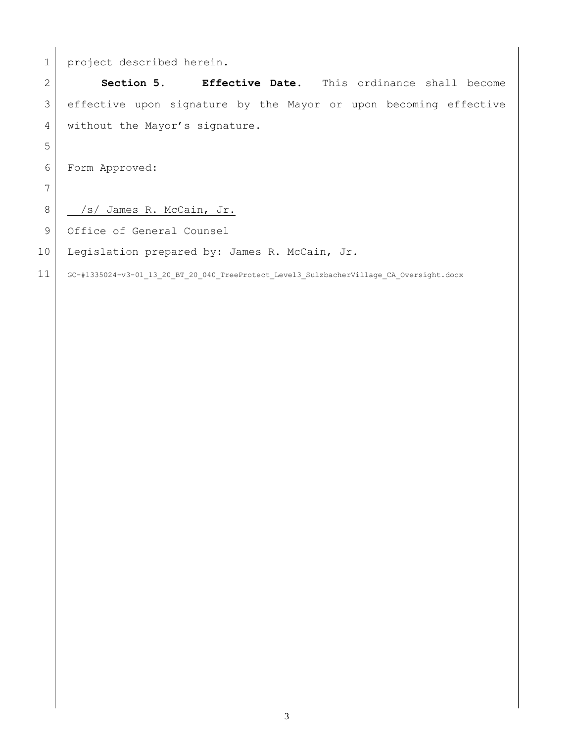project described herein.

**Section 5. Effective Date.** This ordinance shall become effective upon signature by the Mayor or upon becoming effective without the Mayor's signature.

Form Approved:

/s/ James R. McCain, Jr.

Office of General Counsel

Legislation prepared by: James R. McCain, Jr.

GC-#1335024-v3-01_13_20_BT_20_040_TreeProtect_Level3_SulzbacherVillage_CA_Oversight.docx